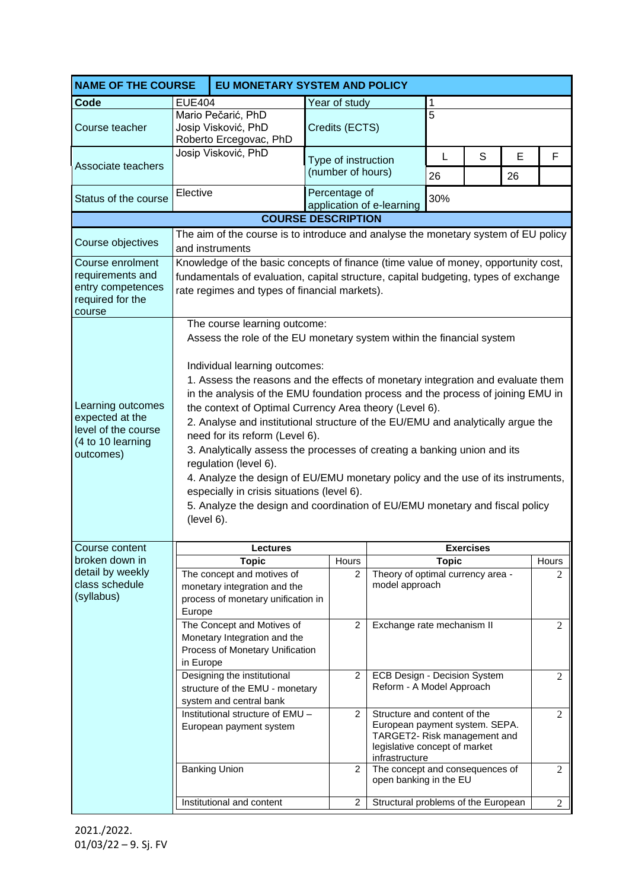| NAME OF THE COURSE | EU MONETARY SYSTEM AND POLICY | | | | | |
|---|---|---|---|---|---|---|
| Code | EUE404 | Year of study | 1 | | | |
| Course teacher | Mario Pečarić, PhD<br>Josip Visković, PhD<br>Roberto Ercegovac, PhD | Credits (ECTS) | 5 | | | |
| Associate teachers | Josip Visković, PhD | Type of instruction (number of hours) | L | S | E | F |
| | | | 26 | | 26 | |
| Status of the course | Elective | Percentage of application of e-learning | 30% | | | |

**COURSE DESCRIPTION**

| | |
|---|---|
| Course objectives | The aim of the course is to introduce and analyse the monetary system of EU policy and instruments |
| Course enrolment requirements and entry competences required for the course | Knowledge of the basic concepts of finance (time value of money, opportunity cost, fundamentals of evaluation, capital structure, capital budgeting, types of exchange rate regimes and types of financial markets). |
| Learning outcomes expected at the level of the course (4 to 10 learning outcomes) | The course learning outcome:<br>Assess the role of the EU monetary system within the financial system<br><br>Individual learning outcomes:<br>1. Assess the reasons and the effects of monetary integration and evaluate them in the analysis of the EMU foundation process and the process of joining EMU in the context of Optimal Currency Area theory (Level 6).<br>2. Analyse and institutional structure of the EU/EMU and analytically argue the need for its reform (Level 6).<br>3. Analytically assess the processes of creating a banking union and its regulation (level 6).<br>4. Analyze the design of EU/EMU monetary policy and the use of its instruments, especially in crisis situations (level 6).<br>5. Analyze the design and coordination of EU/EMU monetary and fiscal policy (level 6). |

Course content broken down in detail by weekly class schedule (syllabus)

| Lectures | | Exercises | |
|---|---|---|---|
| **Topic** | **Hours** | **Topic** | **Hours** |
| The concept and motives of monetary integration and the process of monetary unification in Europe | 2 | Theory of optimal currency area - model approach | 2 |
| The Concept and Motives of Monetary Integration and the Process of Monetary Unification in Europe | 2 | Exchange rate mechanism II | 2 |
| Designing the institutional structure of the EMU - monetary system and central bank | 2 | ECB Design - Decision System Reform - A Model Approach | 2 |
| Institutional structure of EMU – European payment system | 2 | Structure and content of the European payment system. SEPA. TARGET2- Risk management and legislative concept of market infrastructure | 2 |
| Banking Union | 2 | The concept and consequences of open banking in the EU | 2 |
| Institutional and content | 2 | Structural problems of the European | 2 |

2021./2022.
01/03/22 – 9. Sj. FV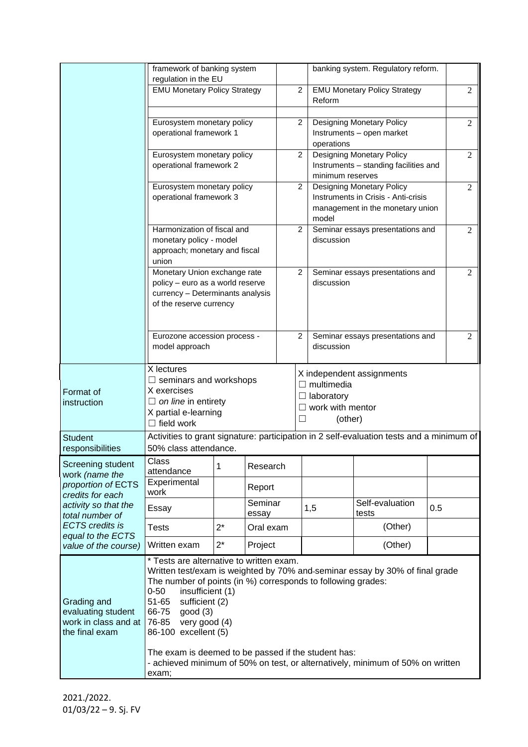| | | | | |
|---|---|---|---|---|
| | framework of banking system regulation in the EU | | banking system. Regulatory reform. | |
| | EMU Monetary Policy Strategy | 2 | EMU Monetary Policy Strategy Reform | 2 |
| | | | | |
| | Eurosystem monetary policy operational framework 1 | 2 | Designing Monetary Policy Instruments – open market operations | 2 |
| | Eurosystem monetary policy operational framework 2 | 2 | Designing Monetary Policy Instruments – standing facilities and minimum reserves | 2 |
| | Eurosystem monetary policy operational framework 3 | 2 | Designing Monetary Policy Instruments in Crisis - Anti-crisis management in the monetary union model | 2 |
| | Harmonization of fiscal and monetary policy - model approach; monetary and fiscal union | 2 | Seminar essays presentations and discussion | 2 |
| | Monetary Union exchange rate policy – euro as a world reserve currency – Determinants analysis of the reserve currency | 2 | Seminar essays presentations and discussion | 2 |
| | Eurozone accession process - model approach | 2 | Seminar essays presentations and discussion | 2 |

| | | |
|---|---|---|
| Format of instruction | X lectures<br>☐ seminars and workshops<br>X exercises<br>☐ *on line* in entirety<br>X partial e-learning<br>☐ field work | X independent assignments<br>☐ multimedia<br>☐ laboratory<br>☐ work with mentor<br>☐ (other) |
| Student responsibilities | Activities to grant signature: participation in 2 self-evaluation tests and a minimum of 50% class attendance. | |

| Screening student work *(name the proportion of ECTS credits for each activity so that the total number of ECTS credits is equal to the ECTS value of the course)* | | | | | | |
|---|---|---|---|---|---|---|
| Class attendance | 1 | Research | | | | |
| Experimental work | | Report | | | | |
| Essay | | Seminar essay | 1,5 | Self-evaluation tests | 0.5 | |
| Tests | 2* | Oral exam | | (Other) | | |
| Written exam | 2* | Project | | (Other) | | |

| | |
|---|---|
| Grading and evaluating student work in class and at the final exam | * Tests are alternative to written exam.<br>Written test/exam is weighted by 70% and seminar essay by 30% of final grade<br>The number of points (in %) corresponds to following grades:<br>0-50 insufficient (1)<br>51-65 sufficient (2)<br>66-75 good (3)<br>76-85 very good (4)<br>86-100 excellent (5)<br><br>The exam is deemed to be passed if the student has:<br>- achieved minimum of 50% on test, or alternatively, minimum of 50% on written exam; |

2021./2022.
01/03/22 – 9. Sj. FV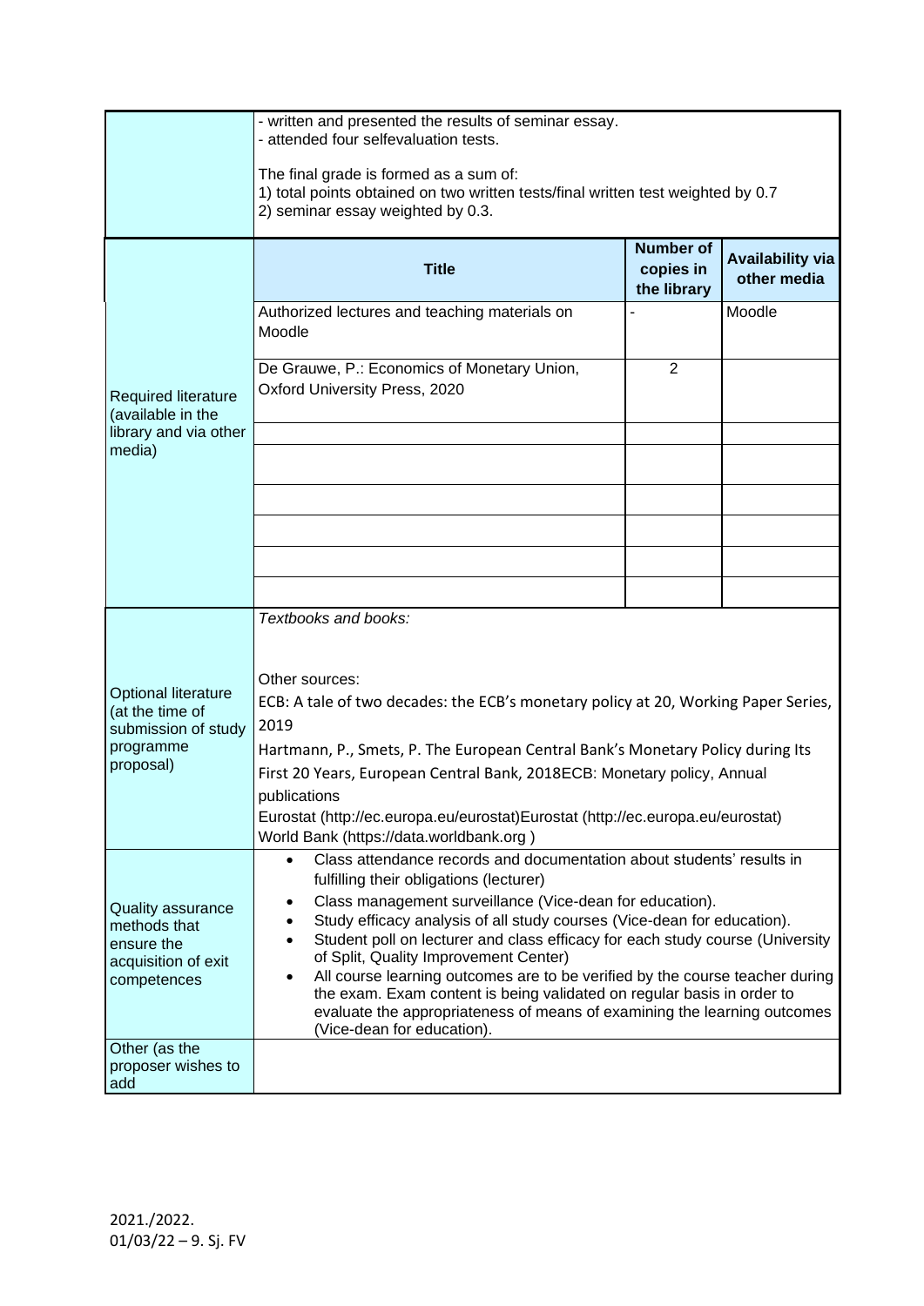| | | | |
|---|---|---|---|
| | - written and presented the results of seminar essay.<br>- attended four selfevaluation tests.<br><br>The final grade is formed as a sum of:<br>1) total points obtained on two written tests/final written test weighted by 0.7<br>2) seminar essay weighted by 0.3. | | |
| Required literature (available in the library and via other media) | **Title** | **Number of copies in the library** | **Availability via other media** |
| | Authorized lectures and teaching materials on Moodle | - | Moodle |
| | De Grauwe, P.: Economics of Monetary Union, Oxford University Press, 2020 | 2 | |
| | | | |
| | | | |
| | | | |
| | | | |
| | | | |
| | | | |
| Optional literature (at the time of submission of study programme proposal) | *Textbooks and books:*<br><br>Other sources:<br>ECB: A tale of two decades: the ECB's monetary policy at 20, Working Paper Series, 2019<br>Hartmann, P., Smets, P. The European Central Bank's Monetary Policy during Its First 20 Years, European Central Bank, 2018ECB: Monetary policy, Annual publications<br>Eurostat (http://ec.europa.eu/eurostat)Eurostat (http://ec.europa.eu/eurostat)<br>World Bank (https://data.worldbank.org ) | | |
| Quality assurance methods that ensure the acquisition of exit competences | • Class attendance records and documentation about students' results in fulfilling their obligations (lecturer)<br>• Class management surveillance (Vice-dean for education).<br>• Study efficacy analysis of all study courses (Vice-dean for education).<br>• Student poll on lecturer and class efficacy for each study course (University of Split, Quality Improvement Center)<br>• All course learning outcomes are to be verified by the course teacher during the exam. Exam content is being validated on regular basis in order to evaluate the appropriateness of means of examining the learning outcomes (Vice-dean for education). | | |
| Other (as the proposer wishes to add | | | |

2021./2022.
01/03/22 – 9. Sj. FV